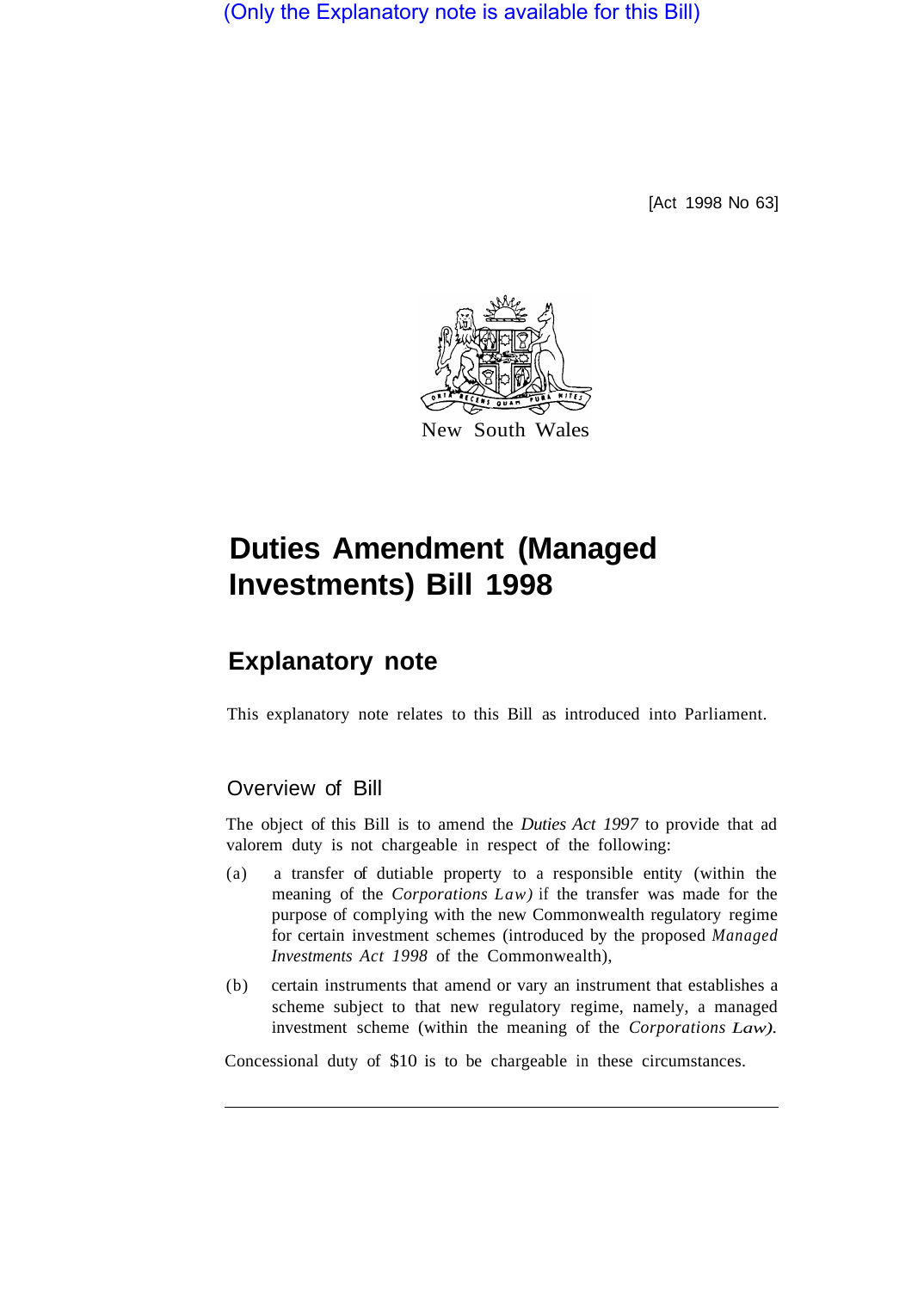(Only the Explanatory note is available for this Bill)

[Act 1998 No 63]

New South Wales

# Duties Amendment (Managed Investments) Bill 1998

## Explanatory note

This explanatory note relates to this Bill as introduced into Parliament.

### Overview of Bill

The object of this Bill is to amend the *Duties Act 1997* to provide that ad valorem duty is not chargeable in respect of the following:

(a) a transfer of dutiable property to a responsible entity (within the meaning of the *Corporations Law)* if the transfer was made for the purpose of complying with the new Commonwealth regulatory regime for certain investment schemes (introduced by the proposed *Managed Investments Act 1998* of the Commonwealth),

(b) certain instruments that amend or vary an instrument that establishes a scheme subject to that new regulatory regime, namely, a managed investment scheme (within the meaning of the *Corporations Law).*

Concessional duty of $10 is to be chargeable in these circumstances.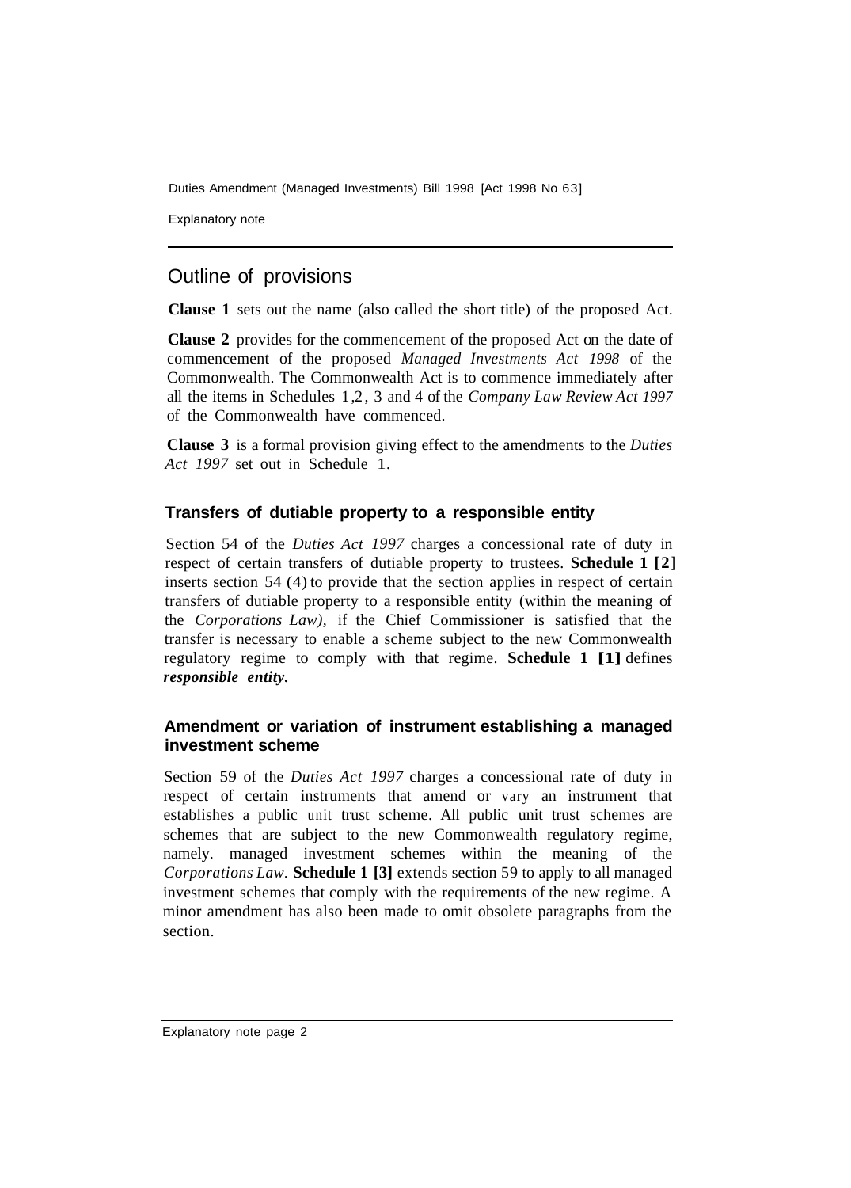## Outline of provisions

**Clause 1** sets out the name (also called the short title) of the proposed Act.

**Clause 2** provides for the commencement of the proposed Act on the date of commencement of the proposed *Managed Investments Act 1998* of the Commonwealth. The Commonwealth Act is to commence immediately after all the items in Schedules 1,2, 3 and 4 of the *Company Law Review Act 1997* of the Commonwealth have commenced.

**Clause 3** is a formal provision giving effect to the amendments to the *Duties Act 1997* set out in Schedule 1.

### Transfers of dutiable property to a responsible entity

Section 54 of the *Duties Act 1997* charges a concessional rate of duty in respect of certain transfers of dutiable property to trustees. **Schedule 1 [2]** inserts section 54 (4) to provide that the section applies in respect of certain transfers of dutiable property to a responsible entity (within the meaning of the *Corporations Law),* if the Chief Commissioner is satisfied that the transfer is necessary to enable a scheme subject to the new Commonwealth regulatory regime to comply with that regime. **Schedule 1 [1]** defines ***responsible entity.***

### Amendment or variation of instrument establishing a managed investment scheme

Section 59 of the *Duties Act 1997* charges a concessional rate of duty in respect of certain instruments that amend or vary an instrument that establishes a public unit trust scheme. All public unit trust schemes are schemes that are subject to the new Commonwealth regulatory regime, namely. managed investment schemes within the meaning of the *Corporations Law.* **Schedule 1 [3]** extends section 59 to apply to all managed investment schemes that comply with the requirements of the new regime. A minor amendment has also been made to omit obsolete paragraphs from the section.